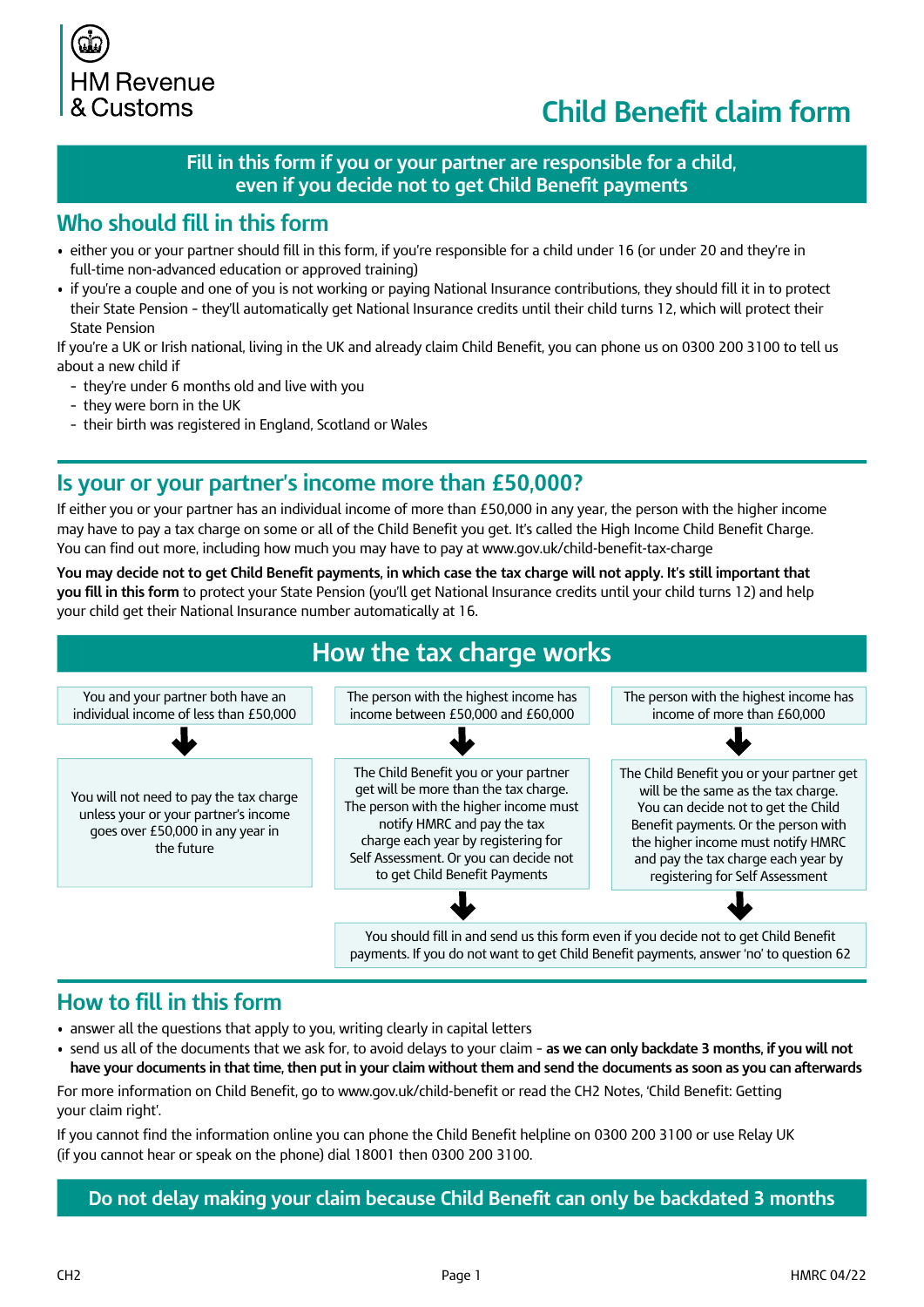HM Revenue & Customs

# Child Benefit claim form

**Fill in this form if you or your partner are responsible for a child, even if you decide not to get Child Benefit payments**

## Who should fill in this form

- either you or your partner should fill in this form, if you're responsible for a child under 16 (or under 20 and they're in full-time non-advanced education or approved training)
- if you're a couple and one of you is not working or paying National Insurance contributions, they should fill it in to protect their State Pension - they'll automatically get National Insurance credits until their child turns 12, which will protect their State Pension

If you're a UK or Irish national, living in the UK and already claim Child Benefit, you can phone us on 0300 200 3100 to tell us about a new child if

- they're under 6 months old and live with you
- they were born in the UK
- their birth was registered in England, Scotland or Wales

## Is your or your partner's income more than £50,000?

If either you or your partner has an individual income of more than £50,000 in any year, the person with the higher income may have to pay a tax charge on some or all of the Child Benefit you get. It's called the High Income Child Benefit Charge. You can find out more, including how much you may have to pay at www.gov.uk/child-benefit-tax-charge

**You may decide not to get Child Benefit payments, in which case the tax charge will not apply. It's still important that you fill in this form** to protect your State Pension (you'll get National Insurance credits until your child turns 12) and help your child get their National Insurance number automatically at 16.

## How the tax charge works

| You and your partner both have an individual income of less than £50,000 | The person with the highest income has income between £50,000 and £60,000 | The person with the highest income has income of more than £60,000 |
|---|---|---|
| You will not need to pay the tax charge unless your or your partner's income goes over £50,000 in any year in the future | The Child Benefit you or your partner get will be more than the tax charge. The person with the higher income must notify HMRC and pay the tax charge each year by registering for Self Assessment. Or you can decide not to get Child Benefit Payments | The Child Benefit you or your partner get will be the same as the tax charge. You can decide not to get the Child Benefit payments. Or the person with the higher income must notify HMRC and pay the tax charge each year by registering for Self Assessment |

You should fill in and send us this form even if you decide not to get Child Benefit payments. If you do not want to get Child Benefit payments, answer 'no' to question 62

## How to fill in this form

- answer all the questions that apply to you, writing clearly in capital letters
- send us all of the documents that we ask for, to avoid delays to your claim - **as we can only backdate 3 months, if you will not have your documents in that time, then put in your claim without them and send the documents as soon as you can afterwards**

For more information on Child Benefit, go to www.gov.uk/child-benefit or read the CH2 Notes, 'Child Benefit: Getting your claim right'.

If you cannot find the information online you can phone the Child Benefit helpline on 0300 200 3100 or use Relay UK (if you cannot hear or speak on the phone) dial 18001 then 0300 200 3100.

**Do not delay making your claim because Child Benefit can only be backdated 3 months**

CH2 HMRC 04/22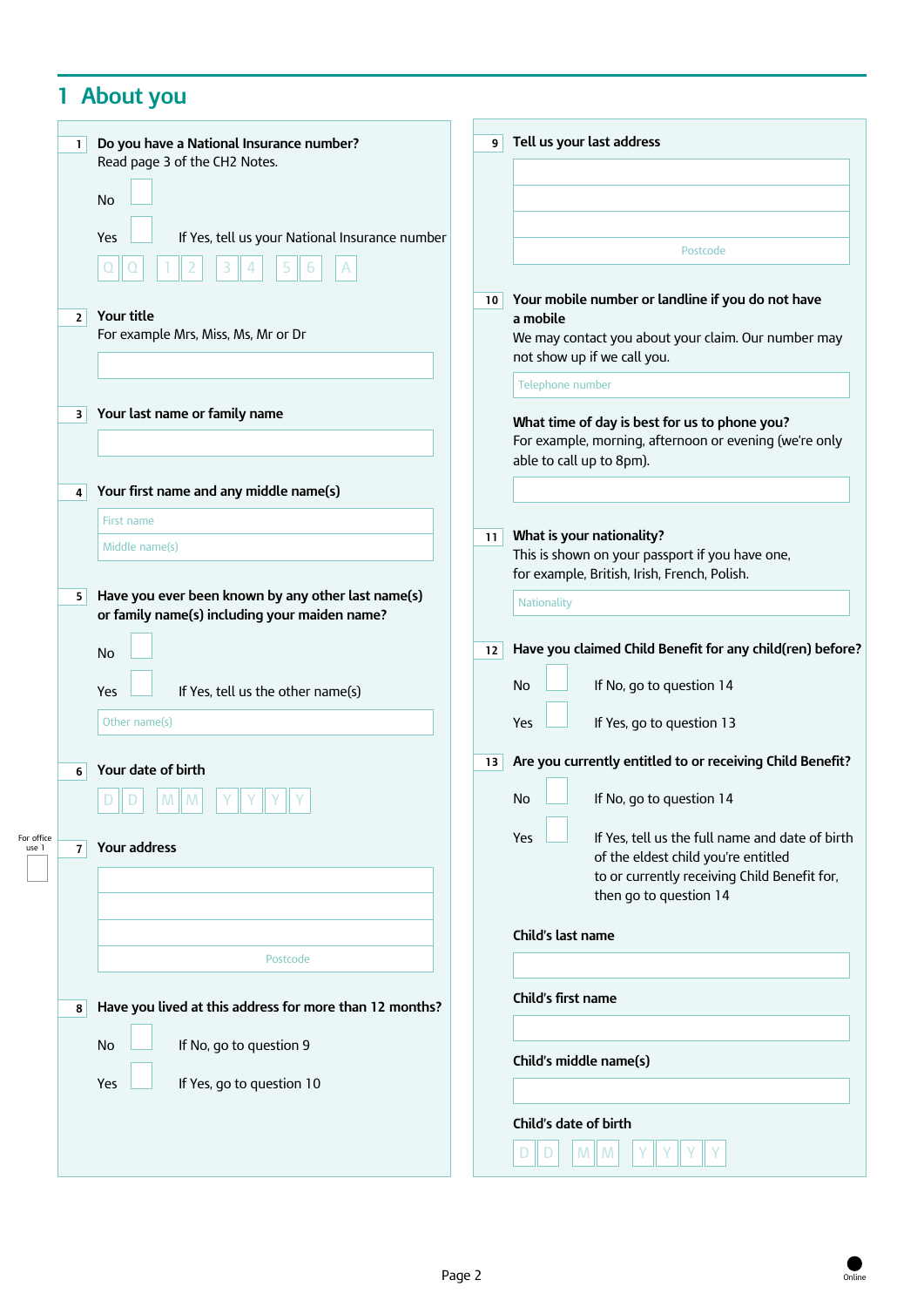# 1 About you

**1 Do you have a National Insurance number?**
Read page 3 of the CH2 Notes.

No

Yes — If Yes, tell us your National Insurance number

Q Q 1 2 3 4 5 6 A

**2 Your title**
For example Mrs, Miss, Ms, Mr or Dr

**3 Your last name or family name**

**4 Your first name and any middle name(s)**

First name

Middle name(s)

**5 Have you ever been known by any other last name(s) or family name(s) including your maiden name?**

No

Yes — If Yes, tell us the other name(s)

Other name(s)

**6 Your date of birth**

D D M M Y Y Y Y

For office use 1

**7 Your address**

Postcode

**8 Have you lived at this address for more than 12 months?**

No — If No, go to question 9

Yes — If Yes, go to question 10

**9 Tell us your last address**

Postcode

**10 Your mobile number or landline if you do not have a mobile**
We may contact you about your claim. Our number may not show up if we call you.

Telephone number

**What time of day is best for us to phone you?**
For example, morning, afternoon or evening (we're only able to call up to 8pm).

**11 What is your nationality?**
This is shown on your passport if you have one, for example, British, Irish, French, Polish.

Nationality

**12 Have you claimed Child Benefit for any child(ren) before?**

No — If No, go to question 14

Yes — If Yes, go to question 13

**13 Are you currently entitled to or receiving Child Benefit?**

No — If No, go to question 14

Yes — If Yes, tell us the full name and date of birth of the eldest child you're entitled to or currently receiving Child Benefit for, then go to question 14

**Child's last name**

**Child's first name**

**Child's middle name(s)**

**Child's date of birth**

D D M M Y Y Y Y

Online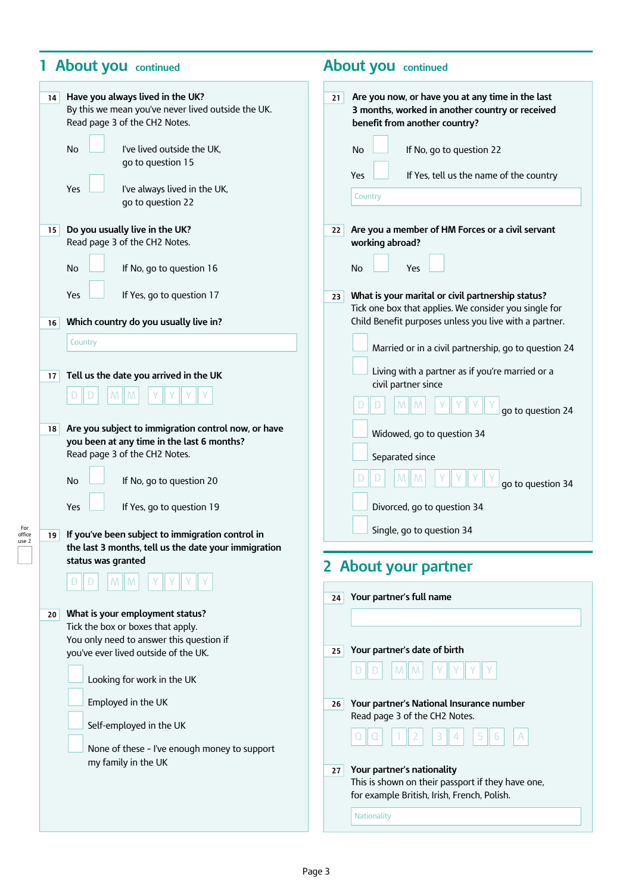## 1 About you continued

**14 Have you always lived in the UK?**
By this we mean you've never lived outside the UK.
Read page 3 of the CH2 Notes.

No ☐ I've lived outside the UK, go to question 15

Yes ☐ I've always lived in the UK, go to question 22

**15 Do you usually live in the UK?**
Read page 3 of the CH2 Notes.

No ☐ If No, go to question 16

Yes ☐ If Yes, go to question 17

**16 Which country do you usually live in?**

Country

**17 Tell us the date you arrived in the UK**

D D M M Y Y Y Y

**18 Are you subject to immigration control now, or have you been at any time in the last 6 months?**
Read page 3 of the CH2 Notes.

No ☐ If No, go to question 20

Yes ☐ If Yes, go to question 19

For office use 2

**19 If you've been subject to immigration control in the last 3 months, tell us the date your immigration status was granted**

D D M M Y Y Y Y

**20 What is your employment status?**
Tick the box or boxes that apply.
You only need to answer this question if you've ever lived outside the UK.

☐ Looking for work in the UK

☐ Employed in the UK

☐ Self-employed in the UK

☐ None of these - I've enough money to support my family in the UK

## About you continued

**21 Are you now, or have you at any time in the last 3 months, worked in another country or received benefit from another country?**

No ☐ If No, go to question 22

Yes ☐ If Yes, tell us the name of the country

Country

**22 Are you a member of HM Forces or a civil servant working abroad?**

No ☐ Yes ☐

**23 What is your marital or civil partnership status?**
Tick one box that applies. We consider you single for Child Benefit purposes unless you live with a partner.

☐ Married or in a civil partnership, go to question 24

☐ Living with a partner as if you're married or a civil partner since

D D M M Y Y Y Y go to question 24

☐ Widowed, go to question 34

☐ Separated since

D D M M Y Y Y Y go to question 34

☐ Divorced, go to question 34

☐ Single, go to question 34

## 2 About your partner

**24 Your partner's full name**

**25 Your partner's date of birth**

D D M M Y Y Y Y

**26 Your partner's National Insurance number**
Read page 3 of the CH2 Notes.

Q Q 1 2 3 4 5 6 A

**27 Your partner's nationality**
This is shown on their passport if they have one, for example British, Irish, French, Polish.

Nationality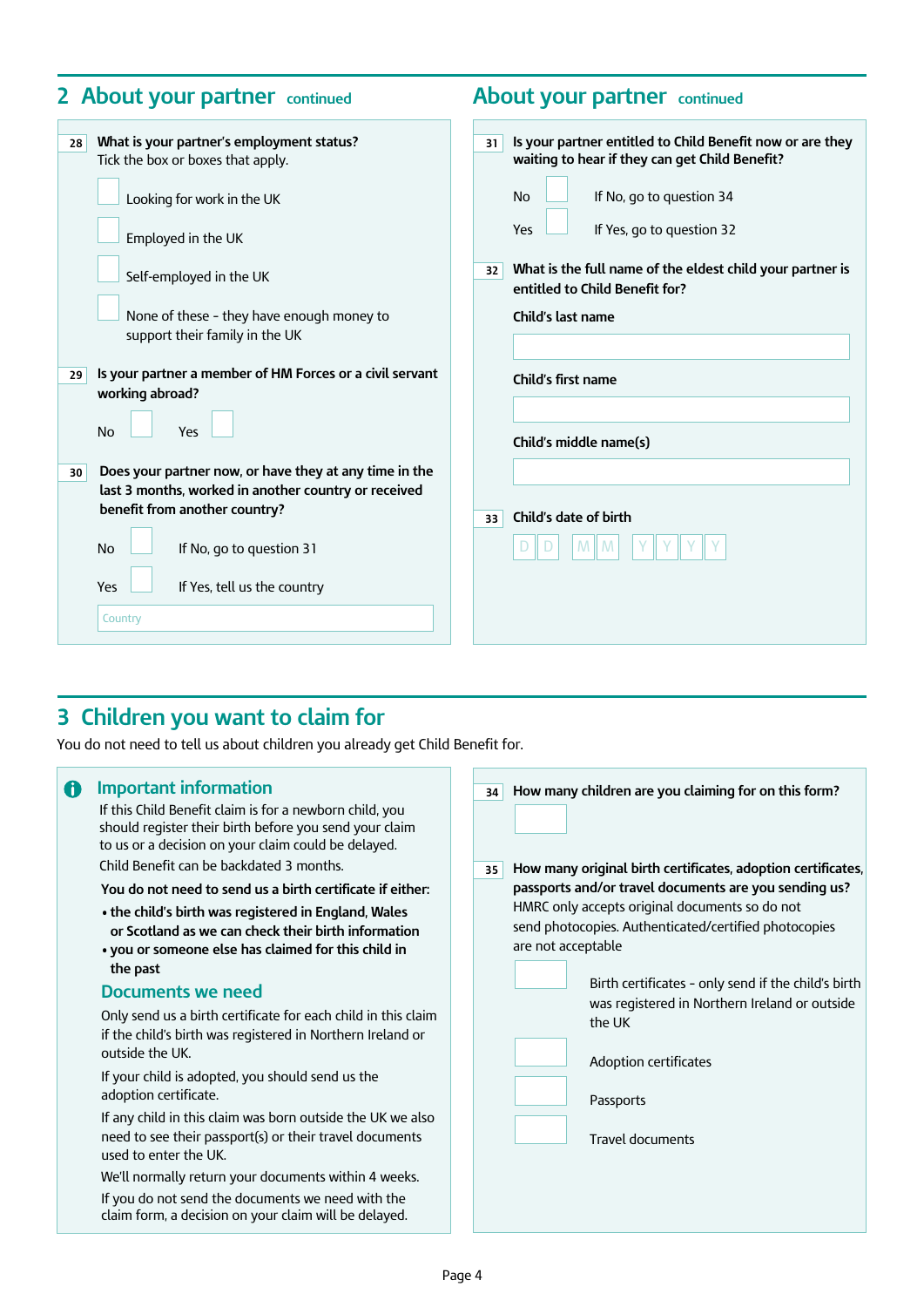## 2 About your partner *continued*

**28** **What is your partner's employment status?**
Tick the box or boxes that apply.

- ☐ Looking for work in the UK
- ☐ Employed in the UK
- ☐ Self-employed in the UK
- ☐ None of these - they have enough money to support their family in the UK

**29** **Is your partner a member of HM Forces or a civil servant working abroad?**

No ☐ Yes ☐

**30** **Does your partner now, or have they at any time in the last 3 months, worked in another country or received benefit from another country?**

No ☐ If No, go to question 31

Yes ☐ If Yes, tell us the country

Country: ____________________

## About your partner *continued*

**31** **Is your partner entitled to Child Benefit now or are they waiting to hear if they can get Child Benefit?**

No ☐ If No, go to question 34

Yes ☐ If Yes, go to question 32

**32** **What is the full name of the eldest child your partner is entitled to Child Benefit for?**

**Child's last name**

____________________

**Child's first name**

____________________

**Child's middle name(s)**

____________________

**33** **Child's date of birth**

D D M M Y Y Y Y

## 3 Children you want to claim for

You do not need to tell us about children you already get Child Benefit for.

### Important information

If this Child Benefit claim is for a newborn child, you should register their birth before you send your claim to us or a decision on your claim could be delayed.

Child Benefit can be backdated 3 months.

**You do not need to send us a birth certificate if either:**

- **the child's birth was registered in England, Wales or Scotland as we can check their birth information**
- **you or someone else has claimed for this child in the past**

### Documents we need

Only send us a birth certificate for each child in this claim if the child's birth was registered in Northern Ireland or outside the UK.

If your child is adopted, you should send us the adoption certificate.

If any child in this claim was born outside the UK we also need to see their passport(s) or their travel documents used to enter the UK.

We'll normally return your documents within 4 weeks.

If you do not send the documents we need with the claim form, a decision on your claim will be delayed.

**34** **How many children are you claiming for on this form?**

☐

**35** **How many original birth certificates, adoption certificates, passports and/or travel documents are you sending us?**
HMRC only accepts original documents so do not send photocopies. Authenticated/certified photocopies are not acceptable

- ☐ Birth certificates - only send if the child's birth was registered in Northern Ireland or outside the UK
- ☐ Adoption certificates
- ☐ Passports
- ☐ Travel documents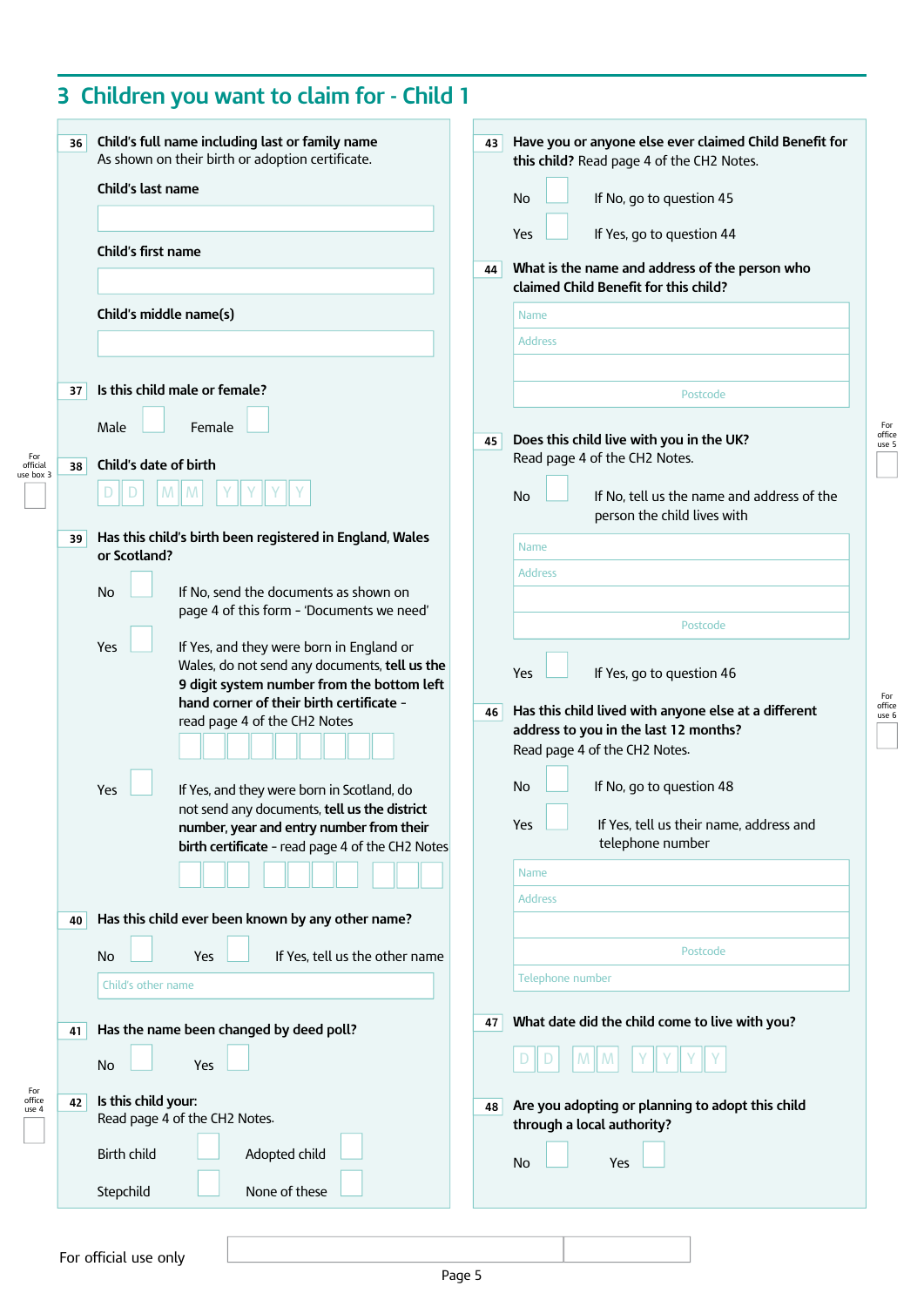# 3 Children you want to claim for - Child 1

**36 Child's full name including last or family name**
As shown on their birth or adoption certificate.

**Child's last name**

**Child's first name**

**Child's middle name(s)**

**37 Is this child male or female?**

Male ☐ Female ☐

For official use box 3

**38 Child's date of birth**

D D M M Y Y Y Y

**39 Has this child's birth been registered in England, Wales or Scotland?**

No ☐ If No, send the documents as shown on page 4 of this form - 'Documents we need'

Yes ☐ If Yes, and they were born in England or Wales, do not send any documents, **tell us the 9 digit system number from the bottom left hand corner of their birth certificate** - read page 4 of the CH2 Notes

Yes ☐ If Yes, and they were born in Scotland, do not send any documents, **tell us the district number, year and entry number from their birth certificate** - read page 4 of the CH2 Notes

**40 Has this child ever been known by any other name?**

No ☐ Yes ☐ If Yes, tell us the other name

Child's other name

**41 Has the name been changed by deed poll?**

No ☐ Yes ☐

For office use 4

**42 Is this child your:**
Read page 4 of the CH2 Notes.

Birth child ☐ Adopted child ☐

Stepchild ☐ None of these ☐

**43 Have you or anyone else ever claimed Child Benefit for this child?** Read page 4 of the CH2 Notes.

No ☐ If No, go to question 45

Yes ☐ If Yes, go to question 44

**44 What is the name and address of the person who claimed Child Benefit for this child?**

Name

Address

Postcode

For office use 5

**45 Does this child live with you in the UK?**
Read page 4 of the CH2 Notes.

No ☐ If No, tell us the name and address of the person the child lives with

Name

Address

Postcode

Yes ☐ If Yes, go to question 46

For office use 6

**46 Has this child lived with anyone else at a different address to you in the last 12 months?**
Read page 4 of the CH2 Notes.

No ☐ If No, go to question 48

Yes ☐ If Yes, tell us their name, address and telephone number

Name

Address

Postcode

Telephone number

**47 What date did the child come to live with you?**

D D M M Y Y Y Y

**48 Are you adopting or planning to adopt this child through a local authority?**

No ☐ Yes ☐

For official use only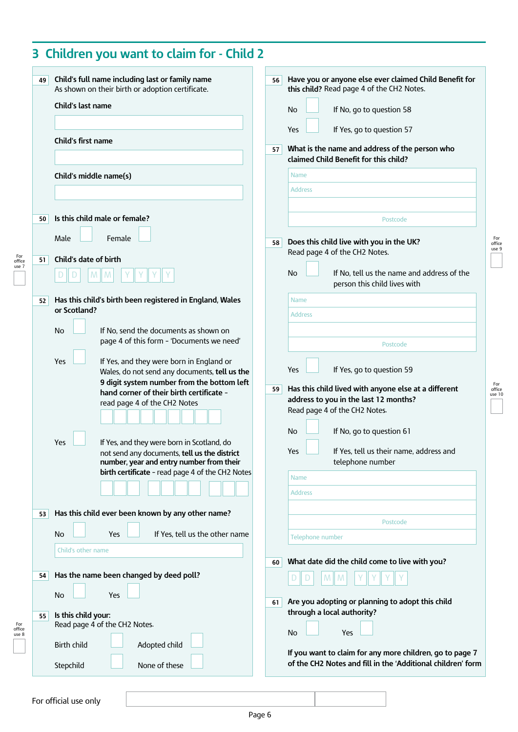# 3 Children you want to claim for - Child 2

**49 Child's full name including last or family name**
As shown on their birth or adoption certificate.

**Child's last name**

**Child's first name**

**Child's middle name(s)**

**50 Is this child male or female?**

Male ☐ Female ☐

**51 Child's date of birth**

D D M M Y Y Y Y

For office use 7

**52 Has this child's birth been registered in England, Wales or Scotland?**

No ☐ If No, send the documents as shown on page 4 of this form - 'Documents we need'

Yes ☐ If Yes, and they were born in England or Wales, do not send any documents, **tell us the 9 digit system number from the bottom left hand corner of their birth certificate** - read page 4 of the CH2 Notes

Yes ☐ If Yes, and they were born in Scotland, do not send any documents, **tell us the district number, year and entry number from their birth certificate** - read page 4 of the CH2 Notes

**53 Has this child ever been known by any other name?**

No ☐ Yes ☐ If Yes, tell us the other name

Child's other name

**54 Has the name been changed by deed poll?**

No ☐ Yes ☐

**55 Is this child your:**
Read page 4 of the CH2 Notes.

Birth child ☐ Adopted child ☐

Stepchild ☐ None of these ☐

For office use 8

**56 Have you or anyone else ever claimed Child Benefit for this child?** Read page 4 of the CH2 Notes.

No ☐ If No, go to question 58

Yes ☐ If Yes, go to question 57

**57 What is the name and address of the person who claimed Child Benefit for this child?**

Name

Address

Postcode

**58 Does this child live with you in the UK?**
Read page 4 of the CH2 Notes.

No ☐ If No, tell us the name and address of the person this child lives with

Name

Address

Postcode

Yes ☐ If Yes, go to question 59

For office use 9

**59 Has this child lived with anyone else at a different address to you in the last 12 months?**
Read page 4 of the CH2 Notes.

No ☐ If No, go to question 61

Yes ☐ If Yes, tell us their name, address and telephone number

Name

Address

Postcode

Telephone number

For office use 10

**60 What date did the child come to live with you?**

D D M M Y Y Y Y

**61 Are you adopting or planning to adopt this child through a local authority?**

No ☐ Yes ☐

**If you want to claim for any more children, go to page 7 of the CH2 Notes and fill in the 'Additional children' form**

For official use only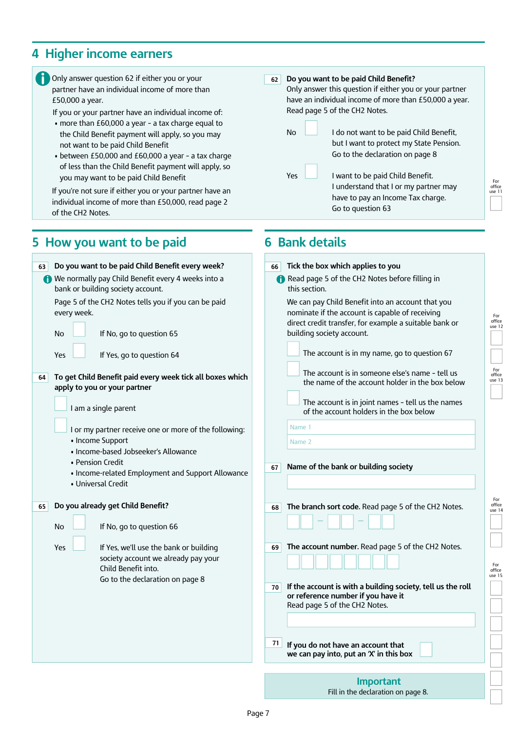## 4 Higher income earners

Only answer question 62 if either you or your partner have an individual income of more than £50,000 a year.

If you or your partner have an individual income of:

- more than £60,000 a year - a tax charge equal to the Child Benefit payment will apply, so you may not want to be paid Child Benefit
- between £50,000 and £60,000 a year - a tax charge of less than the Child Benefit payment will apply, so you may want to be paid Child Benefit

If you're not sure if either you or your partner have an individual income of more than £50,000, read page 2 of the CH2 Notes.

**62 Do you want to be paid Child Benefit?**

Only answer this question if either you or your partner have an individual income of more than £50,000 a year. Read page 5 of the CH2 Notes.

No ☐ I do not want to be paid Child Benefit, but I want to protect my State Pension. Go to the declaration on page 8

Yes ☐ I want to be paid Child Benefit. I understand that I or my partner may have to pay an Income Tax charge. Go to question 63

For office use 11 ☐

## 5 How you want to be paid

**63 Do you want to be paid Child Benefit every week?**

We normally pay Child Benefit every 4 weeks into a bank or building society account.

Page 5 of the CH2 Notes tells you if you can be paid every week.

No ☐ If No, go to question 65

Yes ☐ If Yes, go to question 64

**64 To get Child Benefit paid every week tick all boxes which apply to you or your partner**

☐ I am a single parent

☐ I or my partner receive one or more of the following:

- Income Support
- Income-based Jobseeker's Allowance
- Pension Credit
- Income-related Employment and Support Allowance
- Universal Credit

**65 Do you already get Child Benefit?**

No ☐ If No, go to question 66

Yes ☐ If Yes, we'll use the bank or building society account we already pay your Child Benefit into. Go to the declaration on page 8

## 6 Bank details

**66 Tick the box which applies to you**

Read page 5 of the CH2 Notes before filling in this section.

We can pay Child Benefit into an account that you nominate if the account is capable of receiving direct credit transfer, for example a suitable bank or building society account.

☐ The account is in my name, go to question 67

☐ The account is in someone else's name - tell us the name of the account holder in the box below

☐ The account is in joint names - tell us the names of the account holders in the box below

Name 1 ____________________

Name 2 ____________________

For office use 12 ☐ ☐

For office use 13 ☐

**67 Name of the bank or building society**

____________________

**68 The branch sort code.** Read page 5 of the CH2 Notes.

☐☐ - ☐☐ - ☐☐

For office use 14 ☐ ☐

**69 The account number.** Read page 5 of the CH2 Notes.

☐☐☐☐☐☐☐☐

For office use 15 ☐ ☐ ☐ ☐ ☐ ☐ ☐

**70 If the account is with a building society, tell us the roll or reference number if you have it**

Read page 5 of the CH2 Notes.

____________________

**71 If you do not have an account that we can pay into, put an 'X' in this box** ☐

**Important**

Fill in the declaration on page 8.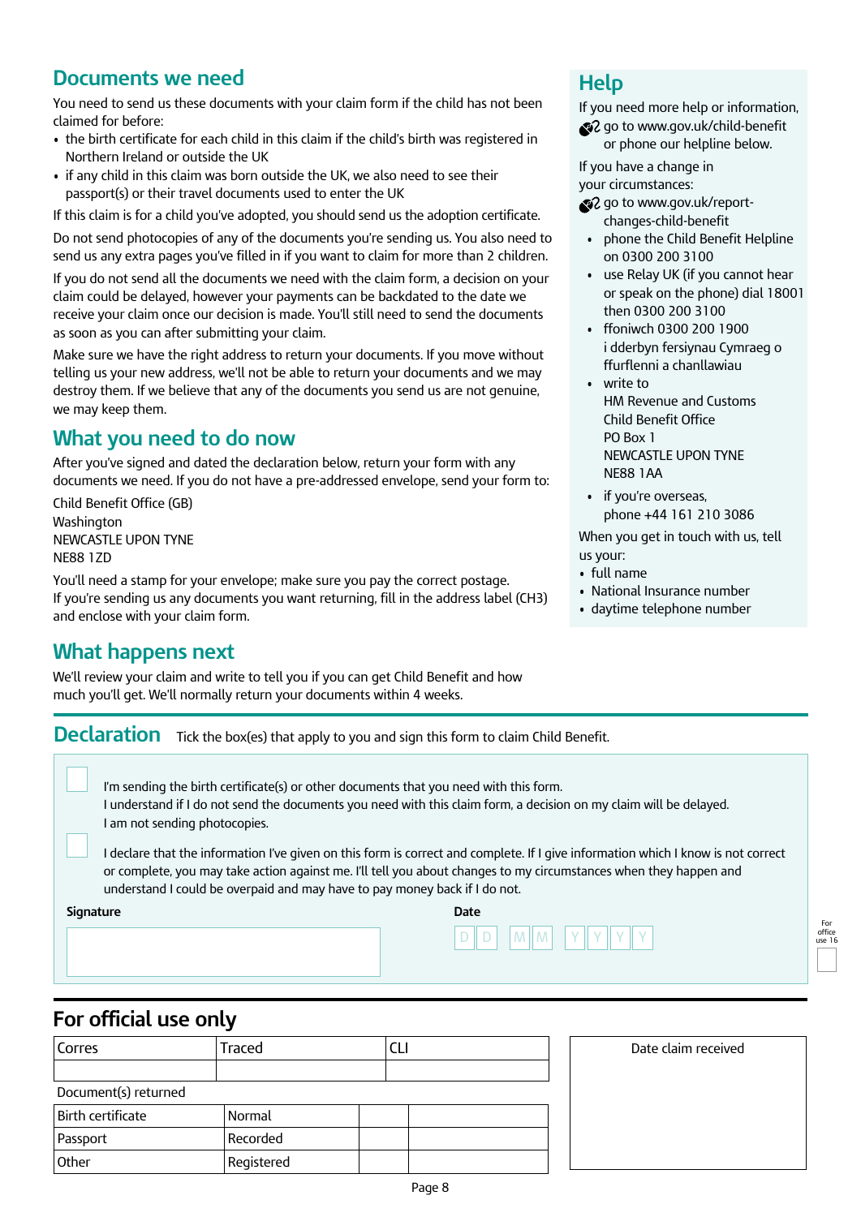## Documents we need

You need to send us these documents with your claim form if the child has not been claimed for before:

- the birth certificate for each child in this claim if the child's birth was registered in Northern Ireland or outside the UK
- if any child in this claim was born outside the UK, we also need to see their passport(s) or their travel documents used to enter the UK

If this claim is for a child you've adopted, you should send us the adoption certificate.

Do not send photocopies of any of the documents you're sending us. You also need to send us any extra pages you've filled in if you want to claim for more than 2 children.

If you do not send all the documents we need with the claim form, a decision on your claim could be delayed, however your payments can be backdated to the date we receive your claim once our decision is made. You'll still need to send the documents as soon as you can after submitting your claim.

Make sure we have the right address to return your documents. If you move without telling us your new address, we'll not be able to return your documents and we may destroy them. If we believe that any of the documents you send us are not genuine, we may keep them.

## What you need to do now

After you've signed and dated the declaration below, return your form with any documents we need. If you do not have a pre-addressed envelope, send your form to:

Child Benefit Office (GB)
Washington
NEWCASTLE UPON TYNE
NE88 1ZD

You'll need a stamp for your envelope; make sure you pay the correct postage.
If you're sending us any documents you want returning, fill in the address label (CH3) and enclose with your claim form.

## What happens next

We'll review your claim and write to tell you if you can get Child Benefit and how much you'll get. We'll normally return your documents within 4 weeks.

## Help

If you need more help or information,

- go to www.gov.uk/child-benefit or phone our helpline below.

If you have a change in your circumstances:

- go to www.gov.uk/report-changes-child-benefit
- phone the Child Benefit Helpline on 0300 200 3100
- use Relay UK (if you cannot hear or speak on the phone) dial 18001 then 0300 200 3100
- ffoniwch 0300 200 1900 i dderbyn fersiynau Cymraeg o ffurflenni a chanllawiau
- write to
  HM Revenue and Customs
  Child Benefit Office
  PO Box 1
  NEWCASTLE UPON TYNE
  NE88 1AA
- if you're overseas, phone +44 161 210 3086

When you get in touch with us, tell us your:

- full name
- National Insurance number
- daytime telephone number

## Declaration

Tick the box(es) that apply to you and sign this form to claim Child Benefit.

☐ I'm sending the birth certificate(s) or other documents that you need with this form.
I understand if I do not send the documents you need with this claim form, a decision on my claim will be delayed.
I am not sending photocopies.

☐ I declare that the information I've given on this form is correct and complete. If I give information which I know is not correct or complete, you may take action against me. I'll tell you about changes to my circumstances when they happen and understand I could be overpaid and may have to pay money back if I do not.

**Signature**

**Date** D D M M Y Y Y Y

For office use 16

## For official use only

| Corres | Traced | CLI |
|---|---|---|
| | | |

Document(s) returned

| | | | |
|---|---|---|---|
| Birth certificate | Normal | | |
| Passport | Recorded | | |
| Other | Registered | | |

Date claim received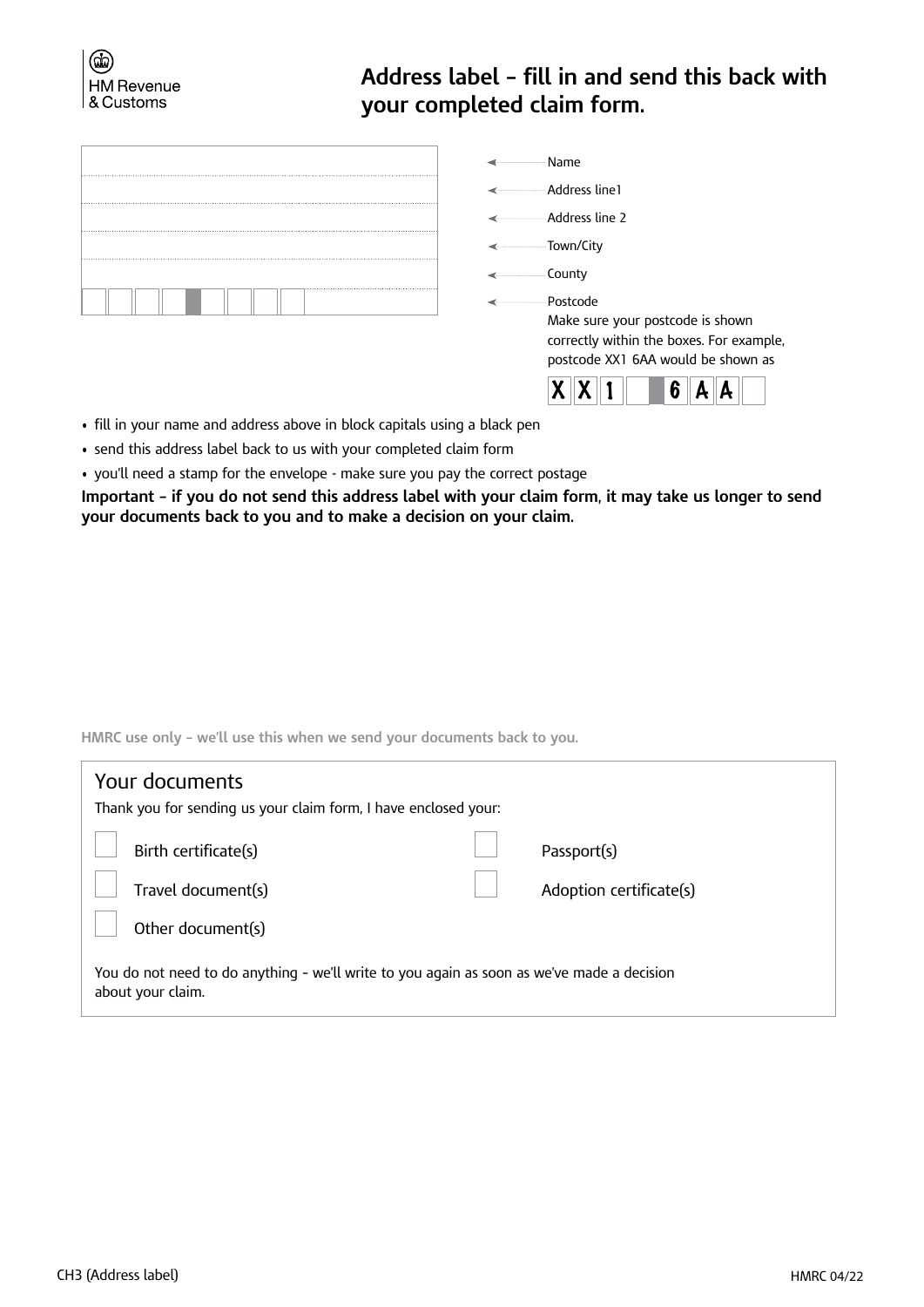HM Revenue & Customs

# Address label – fill in and send this back with your completed claim form.

| | |
|---|---|
| | Name |
| | Address line1 |
| | Address line 2 |
| | Town/City |
| | County |
| | Postcode<br>Make sure your postcode is shown correctly within the boxes. For example, postcode XX1 6AA would be shown as<br>X X 1 _ 6 A A |

- fill in your name and address above in block capitals using a black pen
- send this address label back to us with your completed claim form
- you'll need a stamp for the envelope - make sure you pay the correct postage

**Important – if you do not send this address label with your claim form, it may take us longer to send your documents back to you and to make a decision on your claim.**

**HMRC use only – we'll use this when we send your documents back to you.**

## Your documents

Thank you for sending us your claim form, I have enclosed your:

- [ ] Birth certificate(s)
- [ ] Passport(s)
- [ ] Travel document(s)
- [ ] Adoption certificate(s)
- [ ] Other document(s)

You do not need to do anything - we'll write to you again as soon as we've made a decision about your claim.

CH3 (Address label)